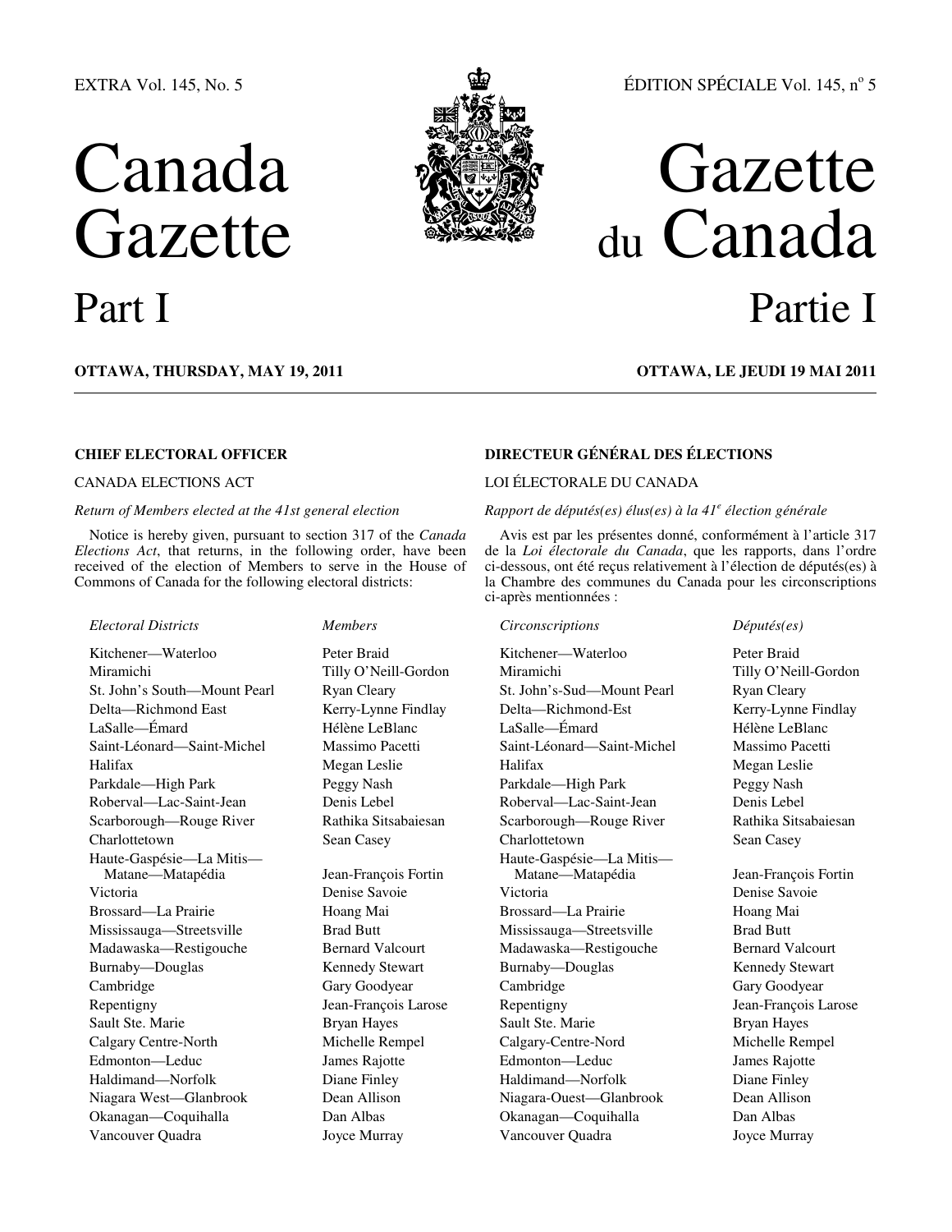EXTRA Vol. 145, No. 5

ÉDITION SPÉCIALE Vol. 145, n° 5

# Canada Gazette

# Gazette du Canada

## Part I

## Partie I

**OTTAWA, THURSDAY, MAY 19, 2011**

**OTTAWA, LE JEUDI 19 MAI 2011**

### CHIEF ELECTORAL OFFICER

CANADA ELECTIONS ACT

*Return of Members elected at the 41st general election*

Notice is hereby given, pursuant to section 317 of the *Canada Elections Act*, that returns, in the following order, have been received of the election of Members to serve in the House of Commons of Canada for the following electoral districts:

| *Electoral Districts* | *Members* |
|---|---|
| Kitchener—Waterloo | Peter Braid |
| Miramichi | Tilly O'Neill-Gordon |
| St. John's South—Mount Pearl | Ryan Cleary |
| Delta—Richmond East | Kerry-Lynne Findlay |
| LaSalle—Émard | Hélène LeBlanc |
| Saint-Léonard—Saint-Michel | Massimo Pacetti |
| Halifax | Megan Leslie |
| Parkdale—High Park | Peggy Nash |
| Roberval—Lac-Saint-Jean | Denis Lebel |
| Scarborough—Rouge River | Rathika Sitsabaiesan |
| Charlottetown | Sean Casey |
| Haute-Gaspésie—La Mitis—Matane—Matapédia | Jean-François Fortin |
| Victoria | Denise Savoie |
| Brossard—La Prairie | Hoang Mai |
| Mississauga—Streetsville | Brad Butt |
| Madawaska—Restigouche | Bernard Valcourt |
| Burnaby—Douglas | Kennedy Stewart |
| Cambridge | Gary Goodyear |
| Repentigny | Jean-François Larose |
| Sault Ste. Marie | Bryan Hayes |
| Calgary Centre-North | Michelle Rempel |
| Edmonton—Leduc | James Rajotte |
| Haldimand—Norfolk | Diane Finley |
| Niagara West—Glanbrook | Dean Allison |
| Okanagan—Coquihalla | Dan Albas |
| Vancouver Quadra | Joyce Murray |

### DIRECTEUR GÉNÉRAL DES ÉLECTIONS

LOI ÉLECTORALE DU CANADA

*Rapport de députés(es) élus(es) à la 41e élection générale*

Avis est par les présentes donné, conformément à l'article 317 de la *Loi électorale du Canada*, que les rapports, dans l'ordre ci-dessous, ont été reçus relativement à l'élection de députés(es) à la Chambre des communes du Canada pour les circonscriptions ci-après mentionnées :

| *Circonscriptions* | *Députés(es)* |
|---|---|
| Kitchener—Waterloo | Peter Braid |
| Miramichi | Tilly O'Neill-Gordon |
| St. John's-Sud—Mount Pearl | Ryan Cleary |
| Delta—Richmond-Est | Kerry-Lynne Findlay |
| LaSalle—Émard | Hélène LeBlanc |
| Saint-Léonard—Saint-Michel | Massimo Pacetti |
| Halifax | Megan Leslie |
| Parkdale—High Park | Peggy Nash |
| Roberval—Lac-Saint-Jean | Denis Lebel |
| Scarborough—Rouge River | Rathika Sitsabaiesan |
| Charlottetown | Sean Casey |
| Haute-Gaspésie—La Mitis—Matane—Matapédia | Jean-François Fortin |
| Victoria | Denise Savoie |
| Brossard—La Prairie | Hoang Mai |
| Mississauga—Streetsville | Brad Butt |
| Madawaska—Restigouche | Bernard Valcourt |
| Burnaby—Douglas | Kennedy Stewart |
| Cambridge | Gary Goodyear |
| Repentigny | Jean-François Larose |
| Sault Ste. Marie | Bryan Hayes |
| Calgary-Centre-Nord | Michelle Rempel |
| Edmonton—Leduc | James Rajotte |
| Haldimand—Norfolk | Diane Finley |
| Niagara-Ouest—Glanbrook | Dean Allison |
| Okanagan—Coquihalla | Dan Albas |
| Vancouver Quadra | Joyce Murray |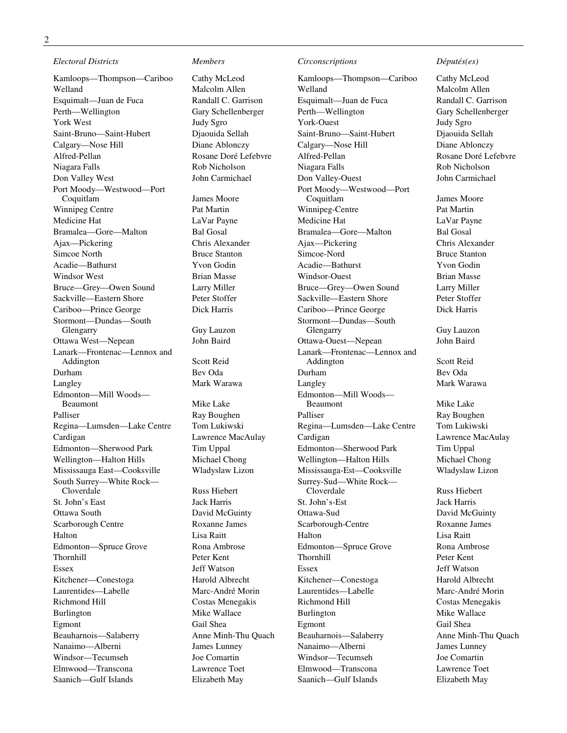| Electoral Districts | Members | Circonscriptions | Députés(es) |
|---|---|---|---|
| Kamloops—Thompson—Cariboo | Cathy McLeod | Kamloops—Thompson—Cariboo | Cathy McLeod |
| Welland | Malcolm Allen | Welland | Malcolm Allen |
| Esquimalt—Juan de Fuca | Randall C. Garrison | Esquimalt—Juan de Fuca | Randall C. Garrison |
| Perth—Wellington | Gary Schellenberger | Perth—Wellington | Gary Schellenberger |
| York West | Judy Sgro | York-Ouest | Judy Sgro |
| Saint-Bruno—Saint-Hubert | Djaouida Sellah | Saint-Bruno—Saint-Hubert | Djaouida Sellah |
| Calgary—Nose Hill | Diane Ablonczy | Calgary—Nose Hill | Diane Ablonczy |
| Alfred-Pellan | Rosane Doré Lefebvre | Alfred-Pellan | Rosane Doré Lefebvre |
| Niagara Falls | Rob Nicholson | Niagara Falls | Rob Nicholson |
| Don Valley West | John Carmichael | Don Valley-Ouest | John Carmichael |
| Port Moody—Westwood—Port Coquitlam | James Moore | Port Moody—Westwood—Port Coquitlam | James Moore |
| Winnipeg Centre | Pat Martin | Winnipeg-Centre | Pat Martin |
| Medicine Hat | LaVar Payne | Medicine Hat | LaVar Payne |
| Bramalea—Gore—Malton | Bal Gosal | Bramalea—Gore—Malton | Bal Gosal |
| Ajax—Pickering | Chris Alexander | Ajax—Pickering | Chris Alexander |
| Simcoe North | Bruce Stanton | Simcoe-Nord | Bruce Stanton |
| Acadie—Bathurst | Yvon Godin | Acadie—Bathurst | Yvon Godin |
| Windsor West | Brian Masse | Windsor-Ouest | Brian Masse |
| Bruce—Grey—Owen Sound | Larry Miller | Bruce—Grey—Owen Sound | Larry Miller |
| Sackville—Eastern Shore | Peter Stoffer | Sackville—Eastern Shore | Peter Stoffer |
| Cariboo—Prince George | Dick Harris | Cariboo—Prince George | Dick Harris |
| Stormont—Dundas—South Glengarry | Guy Lauzon | Stormont—Dundas—South Glengarry | Guy Lauzon |
| Ottawa West—Nepean | John Baird | Ottawa-Ouest—Nepean | John Baird |
| Lanark—Frontenac—Lennox and Addington | Scott Reid | Lanark—Frontenac—Lennox and Addington | Scott Reid |
| Durham | Bev Oda | Durham | Bev Oda |
| Langley | Mark Warawa | Langley | Mark Warawa |
| Edmonton—Mill Woods—Beaumont | Mike Lake | Edmonton—Mill Woods—Beaumont | Mike Lake |
| Palliser | Ray Boughen | Palliser | Ray Boughen |
| Regina—Lumsden—Lake Centre | Tom Lukiwski | Regina—Lumsden—Lake Centre | Tom Lukiwski |
| Cardigan | Lawrence MacAulay | Cardigan | Lawrence MacAulay |
| Edmonton—Sherwood Park | Tim Uppal | Edmonton—Sherwood Park | Tim Uppal |
| Wellington—Halton Hills | Michael Chong | Wellington—Halton Hills | Michael Chong |
| Mississauga East—Cooksville | Wladyslaw Lizon | Mississauga-Est—Cooksville | Wladyslaw Lizon |
| South Surrey—White Rock—Cloverdale | Russ Hiebert | Surrey-Sud—White Rock—Cloverdale | Russ Hiebert |
| St. John's East | Jack Harris | St. John's-Est | Jack Harris |
| Ottawa South | David McGuinty | Ottawa-Sud | David McGuinty |
| Scarborough Centre | Roxanne James | Scarborough-Centre | Roxanne James |
| Halton | Lisa Raitt | Halton | Lisa Raitt |
| Edmonton—Spruce Grove | Rona Ambrose | Edmonton—Spruce Grove | Rona Ambrose |
| Thornhill | Peter Kent | Thornhill | Peter Kent |
| Essex | Jeff Watson | Essex | Jeff Watson |
| Kitchener—Conestoga | Harold Albrecht | Kitchener—Conestoga | Harold Albrecht |
| Laurentides—Labelle | Marc-André Morin | Laurentides—Labelle | Marc-André Morin |
| Richmond Hill | Costas Menegakis | Richmond Hill | Costas Menegakis |
| Burlington | Mike Wallace | Burlington | Mike Wallace |
| Egmont | Gail Shea | Egmont | Gail Shea |
| Beauharnois—Salaberry | Anne Minh-Thu Quach | Beauharnois—Salaberry | Anne Minh-Thu Quach |
| Nanaimo—Alberni | James Lunney | Nanaimo—Alberni | James Lunney |
| Windsor—Tecumseh | Joe Comartin | Windsor—Tecumseh | Joe Comartin |
| Elmwood—Transcona | Lawrence Toet | Elmwood—Transcona | Lawrence Toet |
| Saanich—Gulf Islands | Elizabeth May | Saanich—Gulf Islands | Elizabeth May |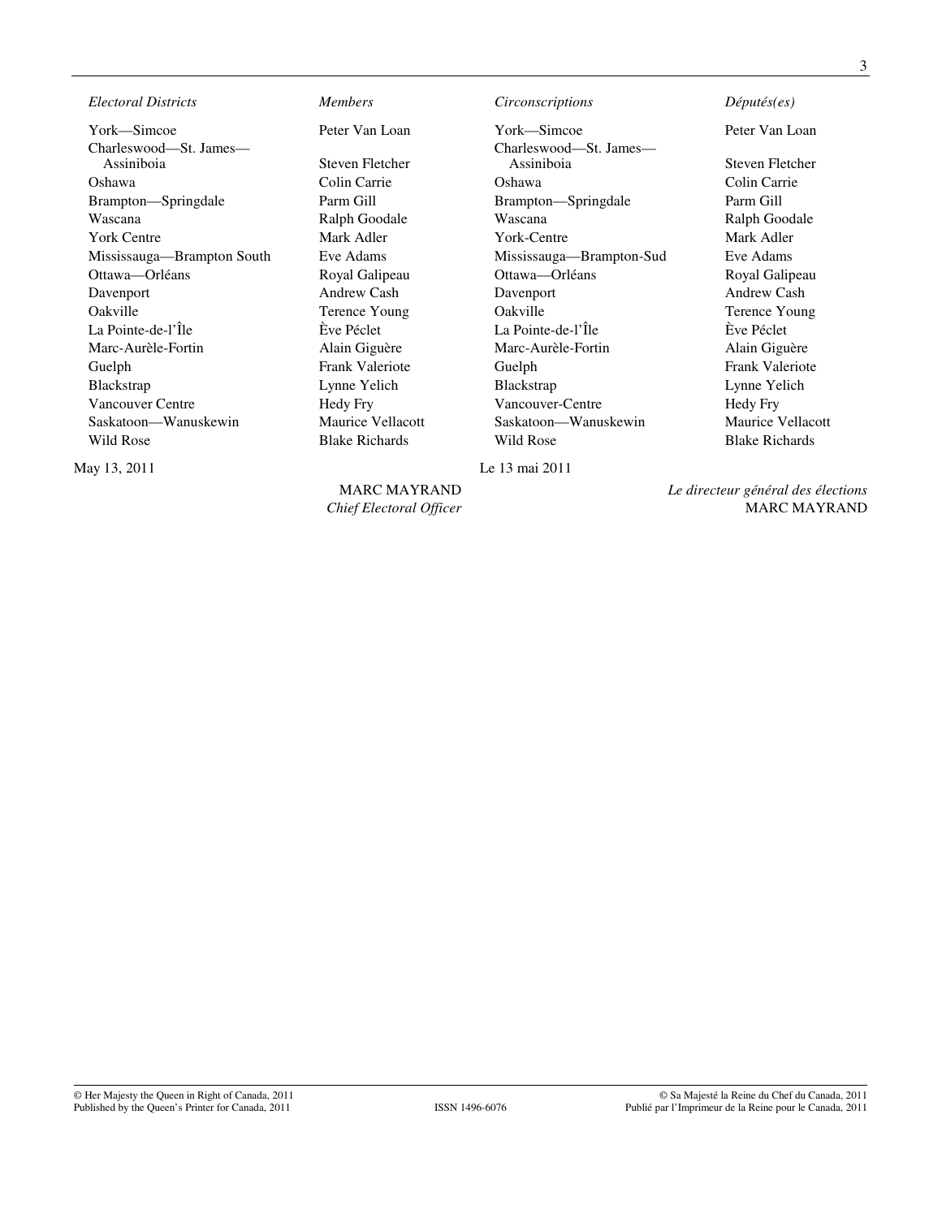| *Electoral Districts* | *Members* | *Circonscriptions* | *Députés(es)* |
| --- | --- | --- | --- |
| York—Simcoe | Peter Van Loan | York—Simcoe | Peter Van Loan |
| Charleswood—St. James—Assiniboia | Steven Fletcher | Charleswood—St. James—Assiniboia | Steven Fletcher |
| Oshawa | Colin Carrie | Oshawa | Colin Carrie |
| Brampton—Springdale | Parm Gill | Brampton—Springdale | Parm Gill |
| Wascana | Ralph Goodale | Wascana | Ralph Goodale |
| York Centre | Mark Adler | York-Centre | Mark Adler |
| Mississauga—Brampton South | Eve Adams | Mississauga—Brampton-Sud | Eve Adams |
| Ottawa—Orléans | Royal Galipeau | Ottawa—Orléans | Royal Galipeau |
| Davenport | Andrew Cash | Davenport | Andrew Cash |
| Oakville | Terence Young | Oakville | Terence Young |
| La Pointe-de-l'Île | Ève Péclet | La Pointe-de-l'Île | Ève Péclet |
| Marc-Aurèle-Fortin | Alain Giguère | Marc-Aurèle-Fortin | Alain Giguère |
| Guelph | Frank Valeriote | Guelph | Frank Valeriote |
| Blackstrap | Lynne Yelich | Blackstrap | Lynne Yelich |
| Vancouver Centre | Hedy Fry | Vancouver-Centre | Hedy Fry |
| Saskatoon—Wanuskewin | Maurice Vellacott | Saskatoon—Wanuskewin | Maurice Vellacott |
| Wild Rose | Blake Richards | Wild Rose | Blake Richards |

May 13, 2011

MARC MAYRAND
*Chief Electoral Officer*

Le 13 mai 2011

*Le directeur général des élections*
MARC MAYRAND

© Her Majesty the Queen in Right of Canada, 2011
Published by the Queen's Printer for Canada, 2011

ISSN 1496-6076

© Sa Majesté la Reine du Chef du Canada, 2011
Publié par l'Imprimeur de la Reine pour le Canada, 2011